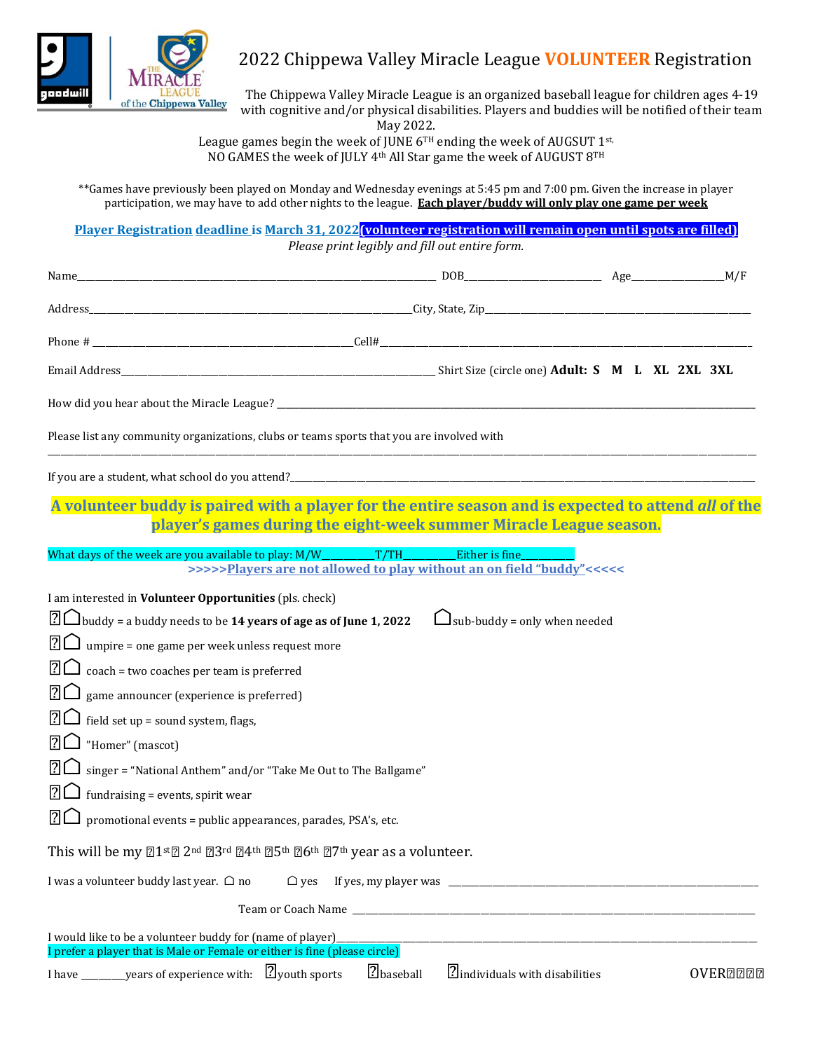# 2022 Chippewa Valley Miracle League **VOLUNTEER** Registration

The Chippewa Valley Miracle League is an organized baseball league for children ages 4-19 with cognitive and/or physical disabilities. Players and buddies will be notified of their team May 2022.

League games begin the week of JUNE 6TH ending the week of AUGSUT 1st,
NO GAMES the week of JULY 4th All Star game the week of AUGUST 8TH

**Games have previously been played on Monday and Wednesday evenings at 5:45 pm and 7:00 pm. Given the increase in player participation, we may have to add other nights to the league. **Each player/buddy will only play one game per week**

**Player Registration deadline is March 31, 2022 (volunteer registration will remain open until spots are filled)**

*Please print legibly and fill out entire form.*

Name______________________________ DOB______________ Age__________M/F

Address______________________________City, State, Zip______________________________

Phone # ______________________Cell#______________________________

Email Address______________________________ Shirt Size (circle one) **Adult: S M L XL 2XL 3XL**

How did you hear about the Miracle League? ______________________________

Please list any community organizations, clubs or teams sports that you are involved with

______________________________

If you are a student, what school do you attend?______________________________

**A volunteer buddy is paired with a player for the entire season and is expected to attend *all* of the player's games during the eight-week summer Miracle League season.**

What days of the week are you available to play: M/W__________T/TH__________Either is fine__________

**>>>>>Players are not allowed to play without an on field "buddy"<<<<<**

I am interested in **Volunteer Opportunities** (pls. check)

- ☐ buddy = a buddy needs to be **14 years of age as of June 1, 2022** ☐ sub-buddy = only when needed
- ☐ umpire = one game per week unless request more
- ☐ coach = two coaches per team is preferred
- ☐ game announcer (experience is preferred)
- ☐ field set up = sound system, flags,
- ☐ "Homer" (mascot)
- ☐ singer = "National Anthem" and/or "Take Me Out to The Ballgame"
- ☐ fundraising = events, spirit wear
- ☐ promotional events = public appearances, parades, PSA's, etc.

This will be my ☐1st ☐ 2nd ☐3rd ☐4th ☐5th ☐6th ☐7th year as a volunteer.

I was a volunteer buddy last year. ☐ no ☐ yes If yes, my player was ______________________________

Team or Coach Name ______________________________

I would like to be a volunteer buddy for (name of player)______________________________

I prefer a player that is Male or Female or either is fine (please circle)

I have ________years of experience with: ☐youth sports ☐baseball ☐individuals with disabilities OVER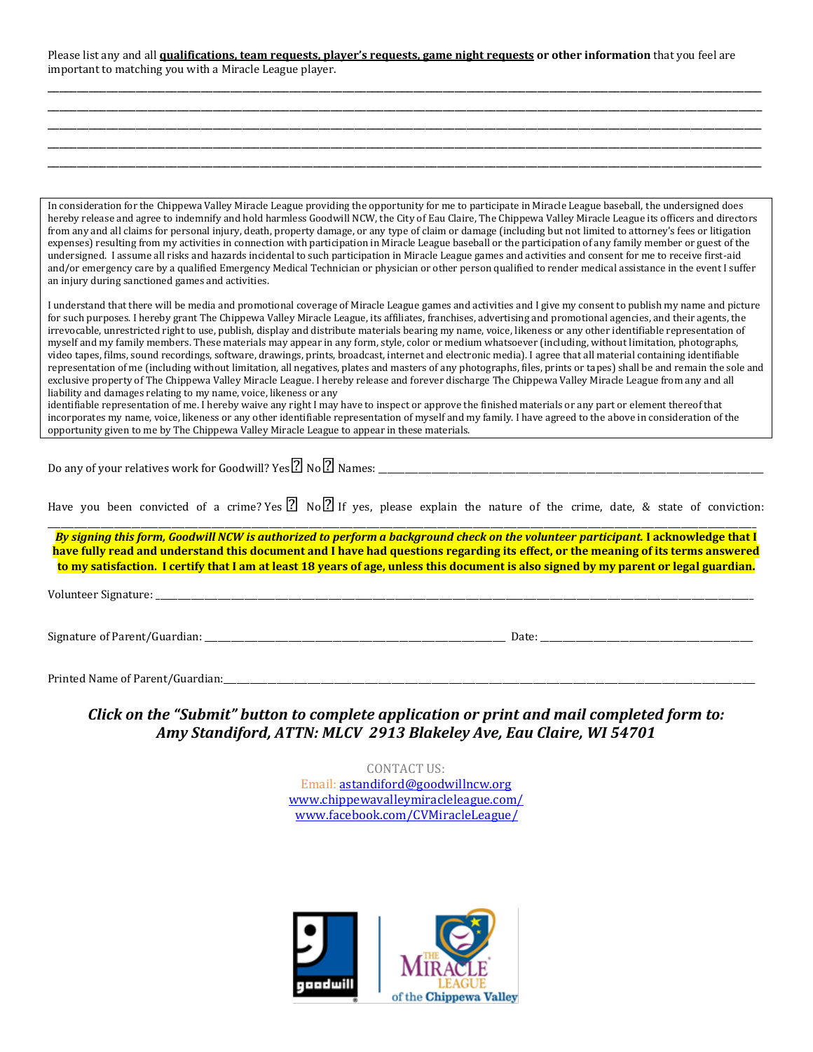Please list any and all **qualifications, team requests, player's requests, game night requests** or **other information** that you feel are important to matching you with a Miracle League player.

\_\_\_\_\_\_\_\_\_\_\_\_\_\_\_\_\_\_\_\_\_\_\_\_\_\_\_\_\_\_\_\_\_\_\_\_\_\_\_\_\_\_\_\_\_\_\_\_\_\_\_\_\_\_\_\_\_\_\_\_\_\_\_\_\_\_\_\_\_\_\_\_\_\_\_\_\_\_\_\_

\_\_\_\_\_\_\_\_\_\_\_\_\_\_\_\_\_\_\_\_\_\_\_\_\_\_\_\_\_\_\_\_\_\_\_\_\_\_\_\_\_\_\_\_\_\_\_\_\_\_\_\_\_\_\_\_\_\_\_\_\_\_\_\_\_\_\_\_\_\_\_\_\_\_\_\_\_\_\_\_

\_\_\_\_\_\_\_\_\_\_\_\_\_\_\_\_\_\_\_\_\_\_\_\_\_\_\_\_\_\_\_\_\_\_\_\_\_\_\_\_\_\_\_\_\_\_\_\_\_\_\_\_\_\_\_\_\_\_\_\_\_\_\_\_\_\_\_\_\_\_\_\_\_\_\_\_\_\_\_\_

\_\_\_\_\_\_\_\_\_\_\_\_\_\_\_\_\_\_\_\_\_\_\_\_\_\_\_\_\_\_\_\_\_\_\_\_\_\_\_\_\_\_\_\_\_\_\_\_\_\_\_\_\_\_\_\_\_\_\_\_\_\_\_\_\_\_\_\_\_\_\_\_\_\_\_\_\_\_\_\_

\_\_\_\_\_\_\_\_\_\_\_\_\_\_\_\_\_\_\_\_\_\_\_\_\_\_\_\_\_\_\_\_\_\_\_\_\_\_\_\_\_\_\_\_\_\_\_\_\_\_\_\_\_\_\_\_\_\_\_\_\_\_\_\_\_\_\_\_\_\_\_\_\_\_\_\_\_\_\_\_

In consideration for the Chippewa Valley Miracle League providing the opportunity for me to participate in Miracle League baseball, the undersigned does hereby release and agree to indemnify and hold harmless Goodwill NCW, the City of Eau Claire, The Chippewa Valley Miracle League its officers and directors from any and all claims for personal injury, death, property damage, or any type of claim or damage (including but not limited to attorney's fees or litigation expenses) resulting from my activities in connection with participation in Miracle League baseball or the participation of any family member or guest of the undersigned. I assume all risks and hazards incidental to such participation in Miracle League games and activities and consent for me to receive first-aid and/or emergency care by a qualified Emergency Medical Technician or physician or other person qualified to render medical assistance in the event I suffer an injury during sanctioned games and activities.

I understand that there will be media and promotional coverage of Miracle League games and activities and I give my consent to publish my name and picture for such purposes. I hereby grant The Chippewa Valley Miracle League, its affiliates, franchises, advertising and promotional agencies, and their agents, the irrevocable, unrestricted right to use, publish, display and distribute materials bearing my name, voice, likeness or any other identifiable representation of myself and my family members. These materials may appear in any form, style, color or medium whatsoever (including, without limitation, photographs, video tapes, films, sound recordings, software, drawings, prints, broadcast, internet and electronic media). I agree that all material containing identifiable representation of me (including without limitation, all negatives, plates and masters of any photographs, files, prints or tapes) shall be and remain the sole and exclusive property of The Chippewa Valley Miracle League. I hereby release and forever discharge The Chippewa Valley Miracle League from any and all liability and damages relating to my name, voice, likeness or any identifiable representation of me. I hereby waive any right I may have to inspect or approve the finished materials or any part or element thereof that incorporates my name, voice, likeness or any other identifiable representation of myself and my family. I have agreed to the above in consideration of the opportunity given to me by The Chippewa Valley Miracle League to appear in these materials.

Do any of your relatives work for Goodwill? Yes ☐ No ☐ Names: \_\_\_\_\_\_\_\_\_\_\_\_\_\_\_\_\_\_\_\_\_\_\_\_\_\_\_\_\_\_\_\_\_\_\_\_\_\_\_\_

Have you been convicted of a crime? Yes ☐ No ☐ If yes, please explain the nature of the crime, date, & state of conviction: \_\_\_\_\_\_\_\_\_\_\_\_\_\_\_\_\_\_\_\_\_\_\_\_\_\_\_\_\_\_\_\_\_\_\_\_\_\_\_\_\_\_\_\_\_\_\_\_\_\_\_\_\_\_\_\_\_\_\_\_\_\_\_\_\_\_\_\_\_\_\_\_\_\_\_\_\_\_\_\_

***By signing this form, Goodwill NCW is authorized to perform a background check on the volunteer participant.*** **I acknowledge that I have fully read and understand this document and I have had questions regarding its effect, or the meaning of its terms answered to my satisfaction. I certify that I am at least 18 years of age, unless this document is also signed by my parent or legal guardian.**

Volunteer Signature: \_\_\_\_\_\_\_\_\_\_\_\_\_\_\_\_\_\_\_\_\_\_\_\_\_\_\_\_\_\_\_\_\_\_\_\_\_\_\_\_\_\_\_\_\_\_\_\_\_\_\_\_\_\_\_\_\_\_\_\_\_\_\_\_

Signature of Parent/Guardian: \_\_\_\_\_\_\_\_\_\_\_\_\_\_\_\_\_\_\_\_\_\_\_\_\_\_\_\_\_\_\_\_\_\_ Date: \_\_\_\_\_\_\_\_\_\_\_\_\_\_\_\_\_\_\_\_\_\_

Printed Name of Parent/Guardian: \_\_\_\_\_\_\_\_\_\_\_\_\_\_\_\_\_\_\_\_\_\_\_\_\_\_\_\_\_\_\_\_\_\_\_\_\_\_\_\_\_\_\_\_\_\_\_\_\_\_\_\_\_\_\_\_

***Click on the "Submit" button to complete application or print and mail completed form to:***
***Amy Standiford, ATTN: MLCV 2913 Blakeley Ave, Eau Claire, WI 54701***

CONTACT US:
Email: astandiford@goodwillncw.org
www.chippewavalleymiracleleague.com/
www.facebook.com/CVMiracleLeague/

goodwill

THE MIRACLE LEAGUE of the Chippewa Valley